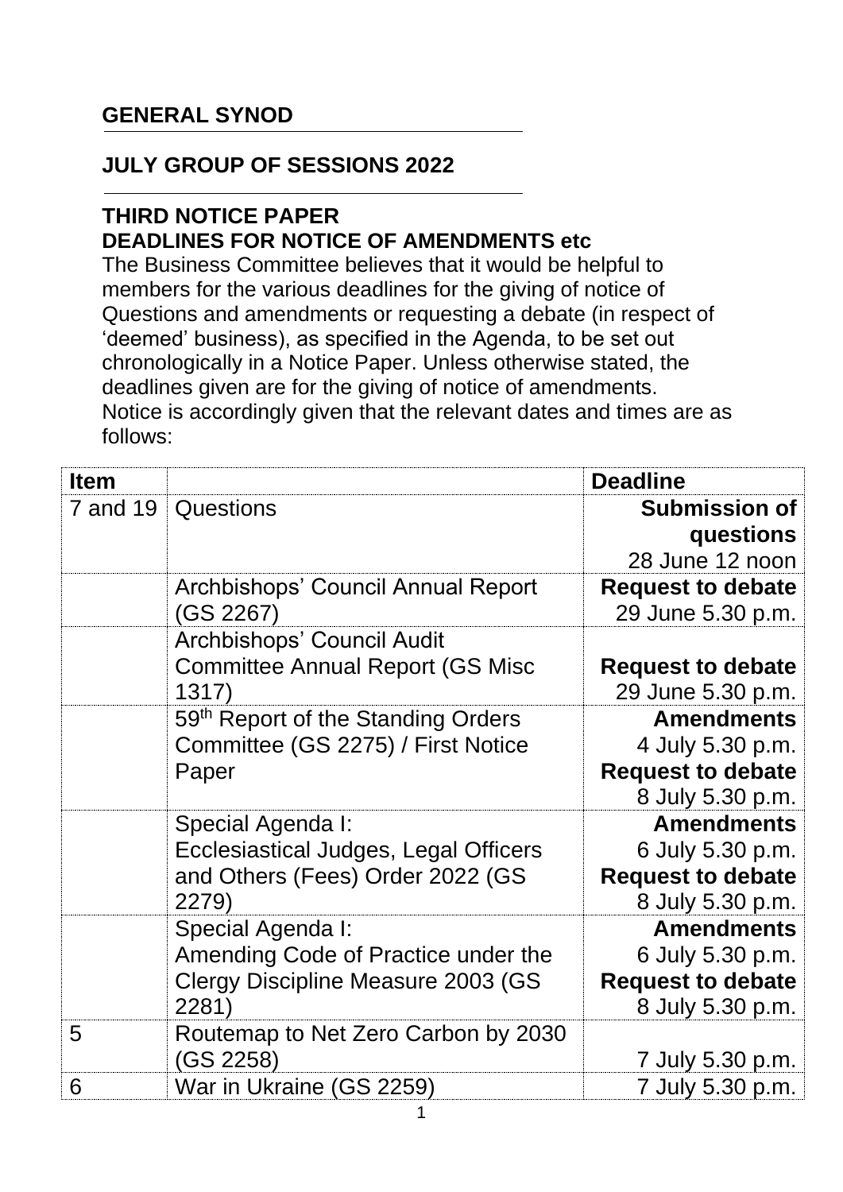## GENERAL SYNOD

## JULY GROUP OF SESSIONS 2022

### THIRD NOTICE PAPER
### DEADLINES FOR NOTICE OF AMENDMENTS etc

The Business Committee believes that it would be helpful to members for the various deadlines for the giving of notice of Questions and amendments or requesting a debate (in respect of 'deemed' business), as specified in the Agenda, to be set out chronologically in a Notice Paper. Unless otherwise stated, the deadlines given are for the giving of notice of amendments. Notice is accordingly given that the relevant dates and times are as follows:

| Item | | Deadline |
|---|---|---|
| 7 and 19 | Questions | **Submission of questions** 28 June 12 noon |
| | Archbishops' Council Annual Report (GS 2267) | **Request to debate** 29 June 5.30 p.m. |
| | Archbishops' Council Audit Committee Annual Report (GS Misc 1317) | **Request to debate** 29 June 5.30 p.m. |
| | 59th Report of the Standing Orders Committee (GS 2275) / First Notice Paper | **Amendments** 4 July 5.30 p.m. **Request to debate** 8 July 5.30 p.m. |
| | Special Agenda I: Ecclesiastical Judges, Legal Officers and Others (Fees) Order 2022 (GS 2279) | **Amendments** 6 July 5.30 p.m. **Request to debate** 8 July 5.30 p.m. |
| | Special Agenda I: Amending Code of Practice under the Clergy Discipline Measure 2003 (GS 2281) | **Amendments** 6 July 5.30 p.m. **Request to debate** 8 July 5.30 p.m. |
| 5 | Routemap to Net Zero Carbon by 2030 (GS 2258) | 7 July 5.30 p.m. |
| 6 | War in Ukraine (GS 2259) | 7 July 5.30 p.m. |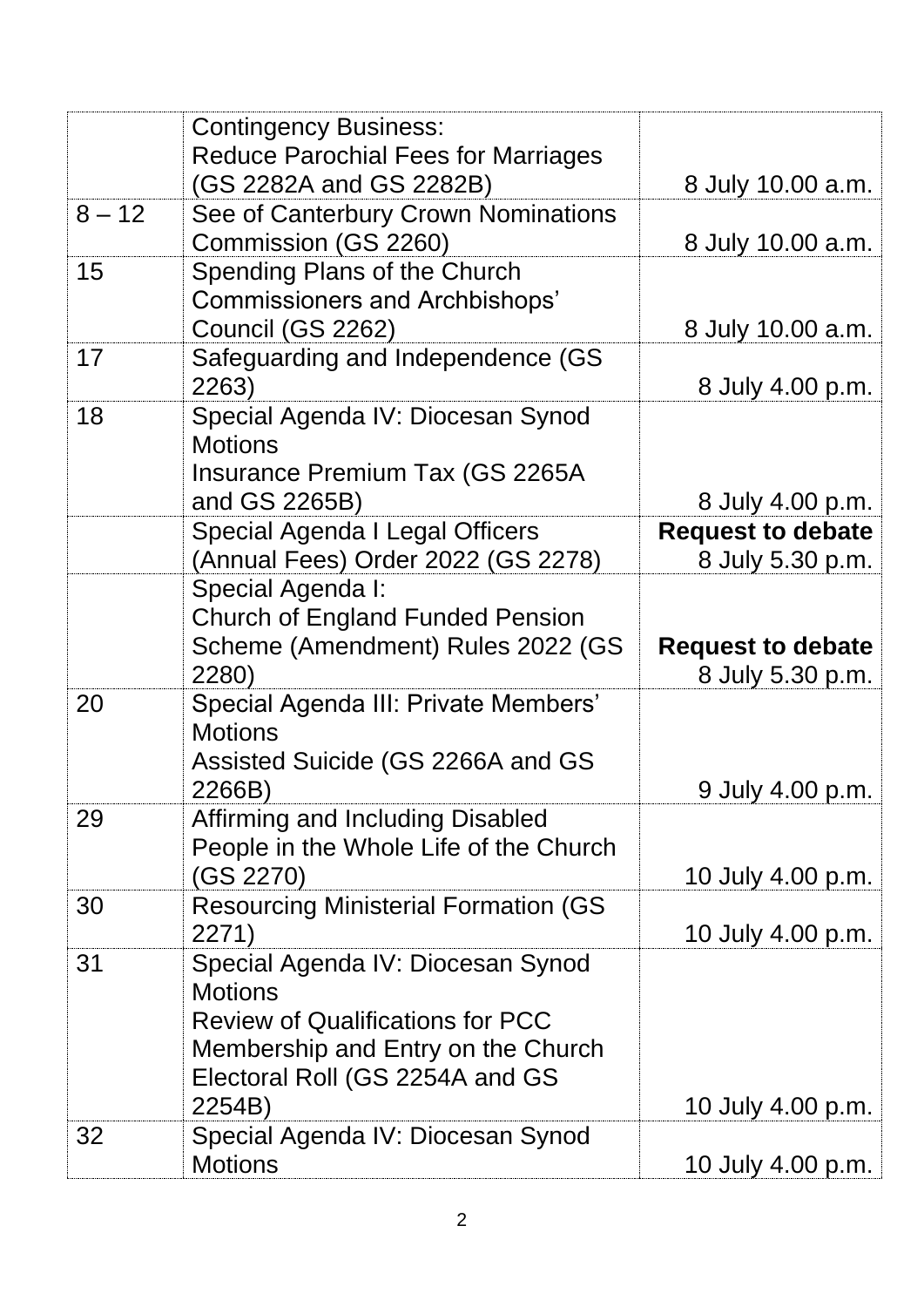| | | |
|---|---|---|
| | Contingency Business: Reduce Parochial Fees for Marriages (GS 2282A and GS 2282B) | 8 July 10.00 a.m. |
| 8 – 12 | See of Canterbury Crown Nominations Commission (GS 2260) | 8 July 10.00 a.m. |
| 15 | Spending Plans of the Church Commissioners and Archbishops' Council (GS 2262) | 8 July 10.00 a.m. |
| 17 | Safeguarding and Independence (GS 2263) | 8 July 4.00 p.m. |
| 18 | Special Agenda IV: Diocesan Synod Motions Insurance Premium Tax (GS 2265A and GS 2265B) | 8 July 4.00 p.m. |
| | Special Agenda I Legal Officers (Annual Fees) Order 2022 (GS 2278) | **Request to debate** 8 July 5.30 p.m. |
| | Special Agenda I: Church of England Funded Pension Scheme (Amendment) Rules 2022 (GS 2280) | **Request to debate** 8 July 5.30 p.m. |
| 20 | Special Agenda III: Private Members' Motions Assisted Suicide (GS 2266A and GS 2266B) | 9 July 4.00 p.m. |
| 29 | Affirming and Including Disabled People in the Whole Life of the Church (GS 2270) | 10 July 4.00 p.m. |
| 30 | Resourcing Ministerial Formation (GS 2271) | 10 July 4.00 p.m. |
| 31 | Special Agenda IV: Diocesan Synod Motions Review of Qualifications for PCC Membership and Entry on the Church Electoral Roll (GS 2254A and GS 2254B) | 10 July 4.00 p.m. |
| 32 | Special Agenda IV: Diocesan Synod Motions | 10 July 4.00 p.m. |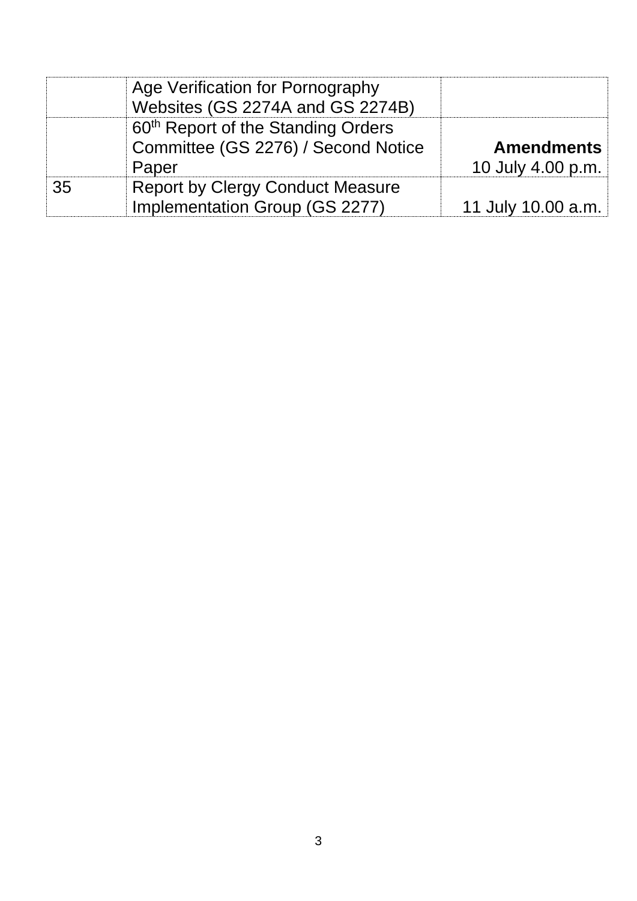| | | |
|---|---|---|
| | Age Verification for Pornography Websites (GS 2274A and GS 2274B) | |
| | 60th Report of the Standing Orders Committee (GS 2276) / Second Notice Paper | **Amendments** 10 July 4.00 p.m. |
| 35 | Report by Clergy Conduct Measure Implementation Group (GS 2277) | 11 July 10.00 a.m. |